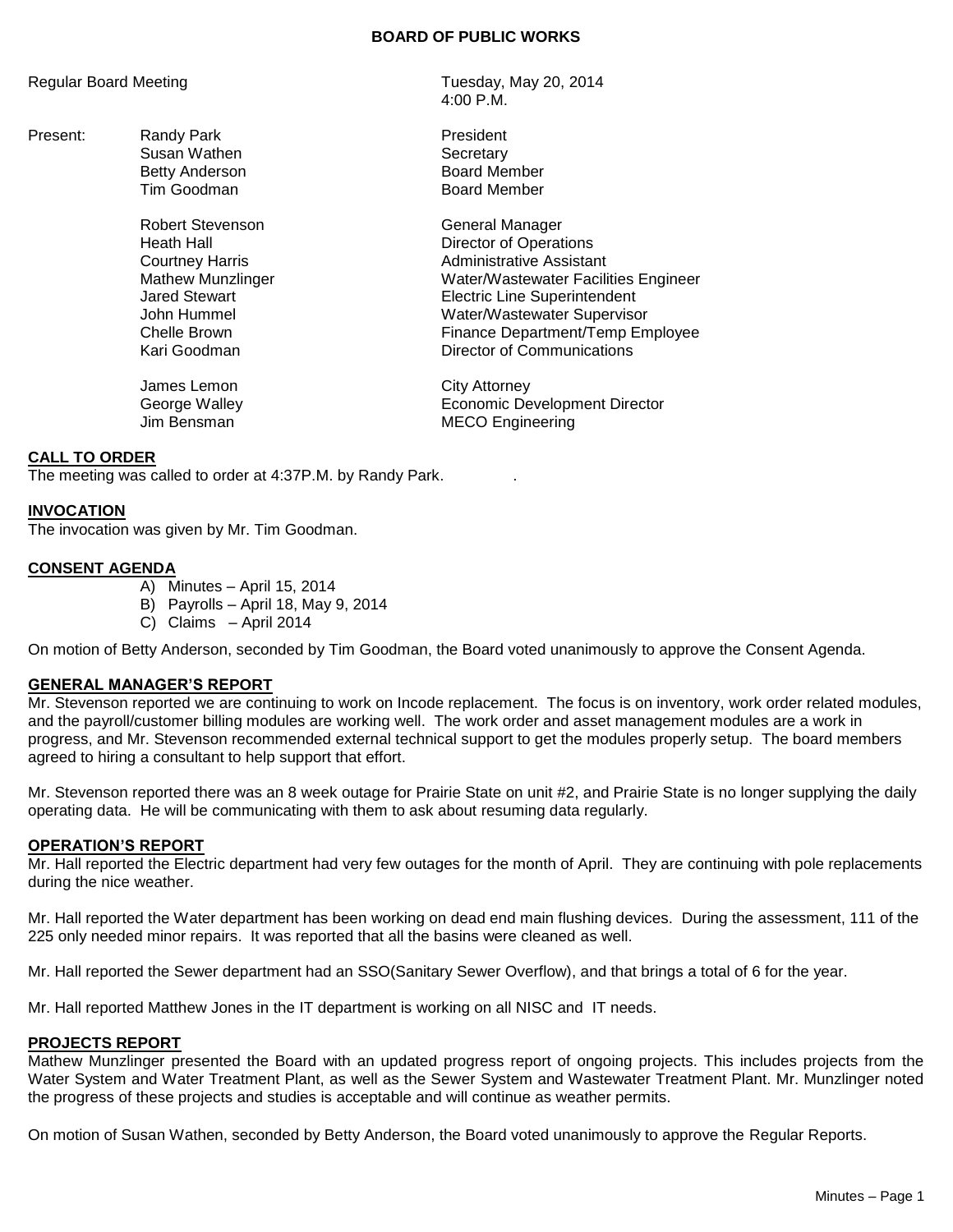# BOARD OF PUBLIC WORKS

Regular Board Meeting — Tuesday, May 20, 2014, 4:00 P.M.

| Present: | Name | Title |
|---|---|---|
| | Randy Park | President |
| | Susan Wathen | Secretary |
| | Betty Anderson | Board Member |
| | Tim Goodman | Board Member |
| | Robert Stevenson | General Manager |
| | Heath Hall | Director of Operations |
| | Courtney Harris | Administrative Assistant |
| | Mathew Munzlinger | Water/Wastewater Facilities Engineer |
| | Jared Stewart | Electric Line Superintendent |
| | John Hummel | Water/Wastewater Supervisor |
| | Chelle Brown | Finance Department/Temp Employee |
| | Kari Goodman | Director of Communications |
| | James Lemon | City Attorney |
| | George Walley | Economic Development Director |
| | Jim Bensman | MECO Engineering |

## CALL TO ORDER

The meeting was called to order at 4:37P.M. by Randy Park.

## INVOCATION

The invocation was given by Mr. Tim Goodman.

## CONSENT AGENDA

A) Minutes – April 15, 2014
B) Payrolls – April 18, May 9, 2014
C) Claims – April 2014

On motion of Betty Anderson, seconded by Tim Goodman, the Board voted unanimously to approve the Consent Agenda.

## GENERAL MANAGER'S REPORT

Mr. Stevenson reported we are continuing to work on Incode replacement. The focus is on inventory, work order related modules, and the payroll/customer billing modules are working well. The work order and asset management modules are a work in progress, and Mr. Stevenson recommended external technical support to get the modules properly setup. The board members agreed to hiring a consultant to help support that effort.

Mr. Stevenson reported there was an 8 week outage for Prairie State on unit #2, and Prairie State is no longer supplying the daily operating data. He will be communicating with them to ask about resuming data regularly.

## OPERATION'S REPORT

Mr. Hall reported the Electric department had very few outages for the month of April. They are continuing with pole replacements during the nice weather.

Mr. Hall reported the Water department has been working on dead end main flushing devices. During the assessment, 111 of the 225 only needed minor repairs. It was reported that all the basins were cleaned as well.

Mr. Hall reported the Sewer department had an SSO(Sanitary Sewer Overflow), and that brings a total of 6 for the year.

Mr. Hall reported Matthew Jones in the IT department is working on all NISC and IT needs.

## PROJECTS REPORT

Mathew Munzlinger presented the Board with an updated progress report of ongoing projects. This includes projects from the Water System and Water Treatment Plant, as well as the Sewer System and Wastewater Treatment Plant. Mr. Munzlinger noted the progress of these projects and studies is acceptable and will continue as weather permits.

On motion of Susan Wathen, seconded by Betty Anderson, the Board voted unanimously to approve the Regular Reports.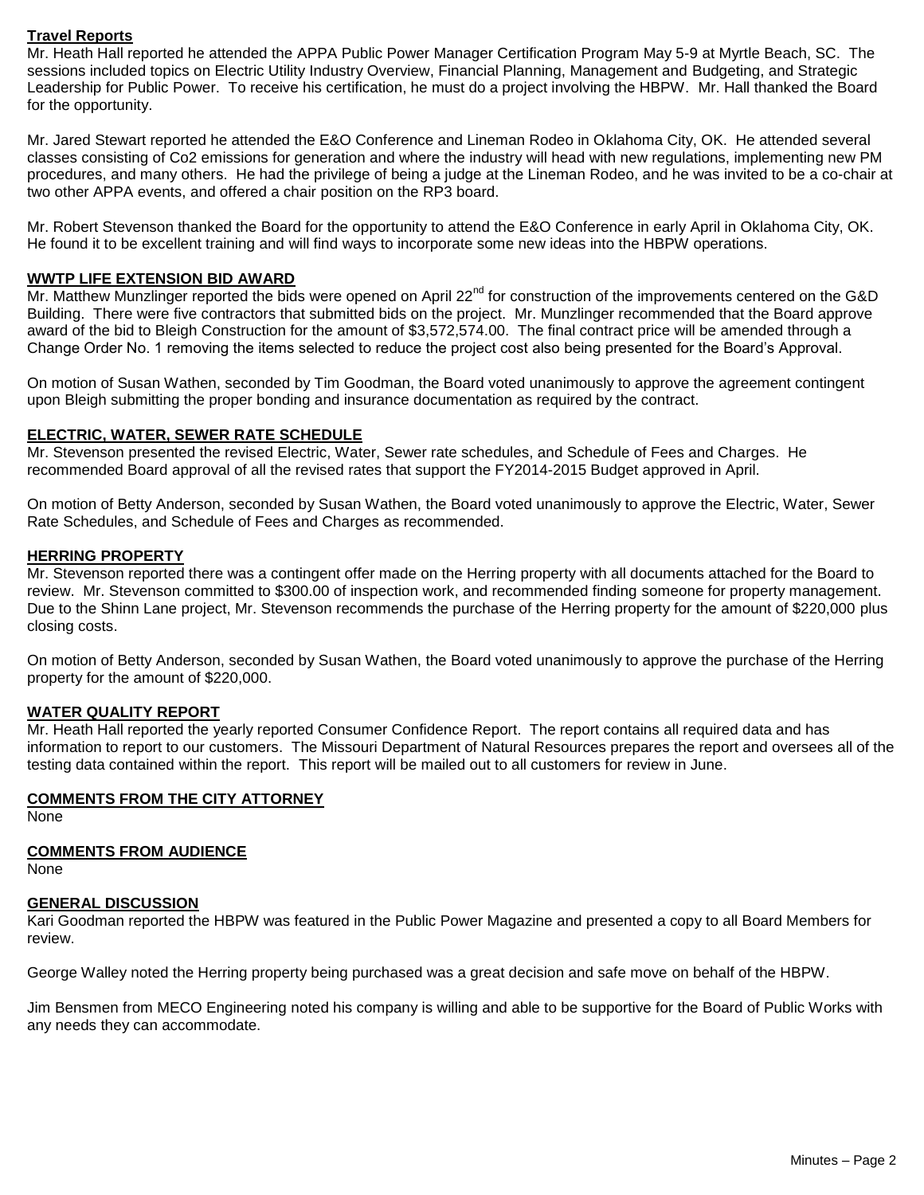**Travel Reports**

Mr. Heath Hall reported he attended the APPA Public Power Manager Certification Program May 5-9 at Myrtle Beach, SC. The sessions included topics on Electric Utility Industry Overview, Financial Planning, Management and Budgeting, and Strategic Leadership for Public Power. To receive his certification, he must do a project involving the HBPW. Mr. Hall thanked the Board for the opportunity.

Mr. Jared Stewart reported he attended the E&O Conference and Lineman Rodeo in Oklahoma City, OK. He attended several classes consisting of Co2 emissions for generation and where the industry will head with new regulations, implementing new PM procedures, and many others. He had the privilege of being a judge at the Lineman Rodeo, and he was invited to be a co-chair at two other APPA events, and offered a chair position on the RP3 board.

Mr. Robert Stevenson thanked the Board for the opportunity to attend the E&O Conference in early April in Oklahoma City, OK. He found it to be excellent training and will find ways to incorporate some new ideas into the HBPW operations.

**WWTP LIFE EXTENSION BID AWARD**

Mr. Matthew Munzlinger reported the bids were opened on April 22nd for construction of the improvements centered on the G&D Building. There were five contractors that submitted bids on the project. Mr. Munzlinger recommended that the Board approve award of the bid to Bleigh Construction for the amount of $3,572,574.00. The final contract price will be amended through a Change Order No. 1 removing the items selected to reduce the project cost also being presented for the Board's Approval.

On motion of Susan Wathen, seconded by Tim Goodman, the Board voted unanimously to approve the agreement contingent upon Bleigh submitting the proper bonding and insurance documentation as required by the contract.

**ELECTRIC, WATER, SEWER RATE SCHEDULE**

Mr. Stevenson presented the revised Electric, Water, Sewer rate schedules, and Schedule of Fees and Charges. He recommended Board approval of all the revised rates that support the FY2014-2015 Budget approved in April.

On motion of Betty Anderson, seconded by Susan Wathen, the Board voted unanimously to approve the Electric, Water, Sewer Rate Schedules, and Schedule of Fees and Charges as recommended.

**HERRING PROPERTY**

Mr. Stevenson reported there was a contingent offer made on the Herring property with all documents attached for the Board to review. Mr. Stevenson committed to $300.00 of inspection work, and recommended finding someone for property management. Due to the Shinn Lane project, Mr. Stevenson recommends the purchase of the Herring property for the amount of $220,000 plus closing costs.

On motion of Betty Anderson, seconded by Susan Wathen, the Board voted unanimously to approve the purchase of the Herring property for the amount of $220,000.

**WATER QUALITY REPORT**

Mr. Heath Hall reported the yearly reported Consumer Confidence Report. The report contains all required data and has information to report to our customers. The Missouri Department of Natural Resources prepares the report and oversees all of the testing data contained within the report. This report will be mailed out to all customers for review in June.

**COMMENTS FROM THE CITY ATTORNEY**

None

**COMMENTS FROM AUDIENCE**

None

**GENERAL DISCUSSION**

Kari Goodman reported the HBPW was featured in the Public Power Magazine and presented a copy to all Board Members for review.

George Walley noted the Herring property being purchased was a great decision and safe move on behalf of the HBPW.

Jim Bensmen from MECO Engineering noted his company is willing and able to be supportive for the Board of Public Works with any needs they can accommodate.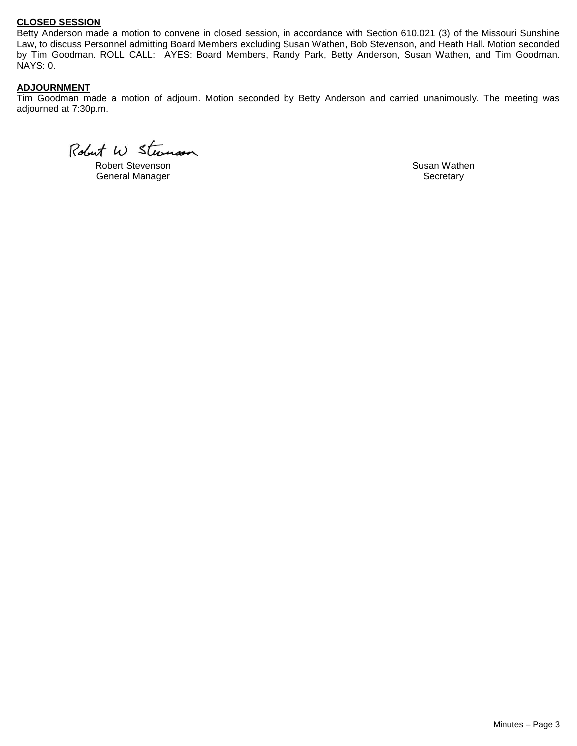**CLOSED SESSION**

Betty Anderson made a motion to convene in closed session, in accordance with Section 610.021 (3) of the Missouri Sunshine Law, to discuss Personnel admitting Board Members excluding Susan Wathen, Bob Stevenson, and Heath Hall. Motion seconded by Tim Goodman. ROLL CALL: AYES: Board Members, Randy Park, Betty Anderson, Susan Wathen, and Tim Goodman. NAYS: 0.

**ADJOURNMENT**

Tim Goodman made a motion of adjourn. Motion seconded by Betty Anderson and carried unanimously. The meeting was adjourned at 7:30p.m.

Robert W Stevenson

Robert Stevenson
General Manager

Susan Wathen
Secretary